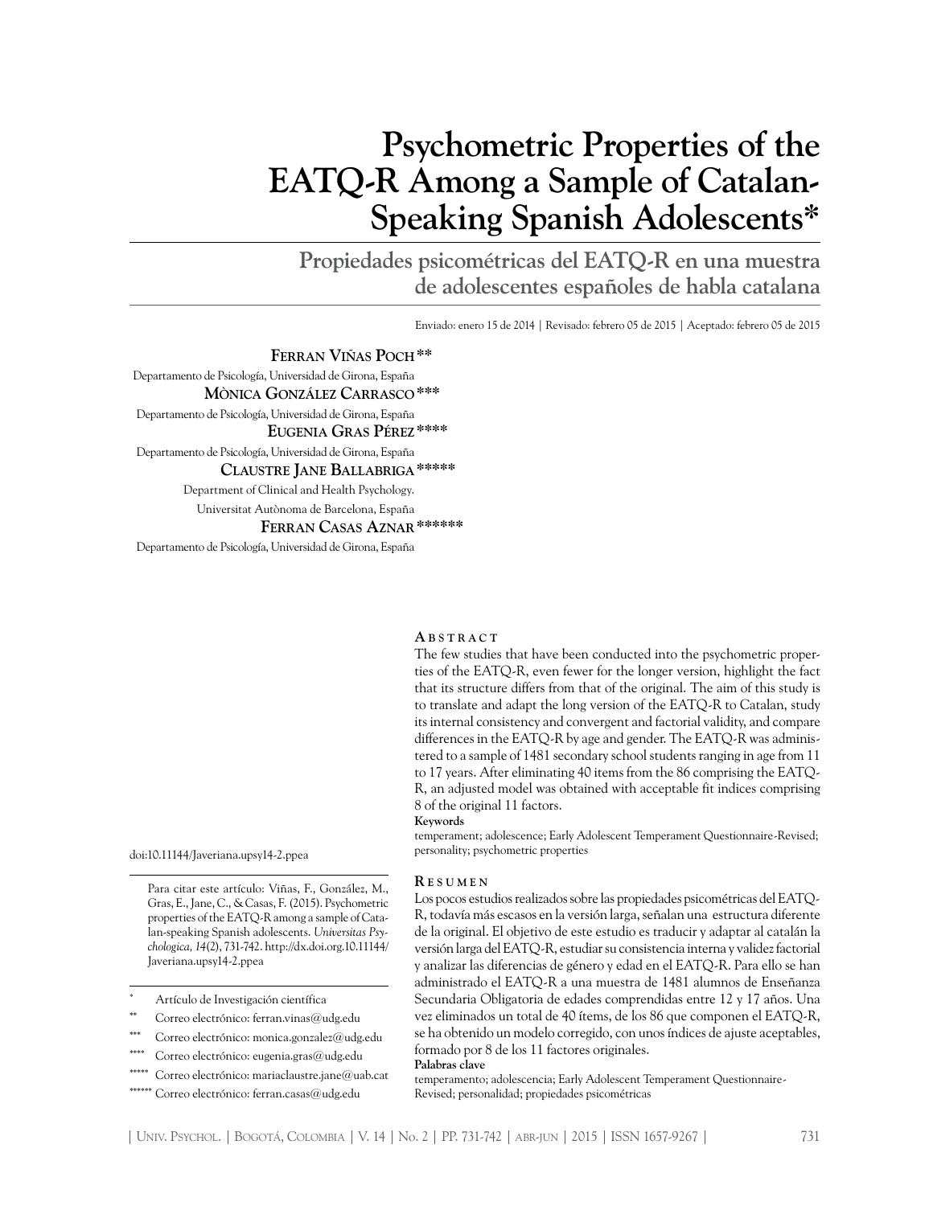# Psychometric Properties of the EATQ-R Among a Sample of Catalan-Speaking Spanish Adolescents*

## Propiedades psicométricas del EATQ-R en una muestra de adolescentes españoles de habla catalana

Enviado: enero 15 de 2014 | Revisado: febrero 05 de 2015 | Aceptado: febrero 05 de 2015

**Ferran Viñas Poch****
Departamento de Psicología, Universidad de Girona, España

**Mònica González Carrasco*****
Departamento de Psicología, Universidad de Girona, España

**Eugenia Gras Pérez******
Departamento de Psicología, Universidad de Girona, España

**Claustre Jane Ballabriga*******
Department of Clinical and Health Psychology. Universitat Autònoma de Barcelona, España

**Ferran Casas Aznar********
Departamento de Psicología, Universidad de Girona, España

doi:10.11144/Javeriana.upsy14-2.ppea

Para citar este artículo: Viñas, F., González, M., Gras, E., Jane, C., & Casas, F. (2015). Psychometric properties of the EATQ-R among a sample of Catalan-speaking Spanish adolescents. *Universitas Psychologica, 14*(2), 731-742. http://dx.doi.org.10.11144/Javeriana.upsy14-2.ppea

\* Artículo de Investigación científica

\** Correo electrónico: ferran.vinas@udg.edu

\*** Correo electrónico: monica.gonzalez@udg.edu

\**** Correo electrónico: eugenia.gras@udg.edu

\***** Correo electrónico: mariaclaustre.jane@uab.cat

\****** Correo electrónico: ferran.casas@udg.edu

### Abstract

The few studies that have been conducted into the psychometric properties of the EATQ-R, even fewer for the longer version, highlight the fact that its structure differs from that of the original. The aim of this study is to translate and adapt the long version of the EATQ-R to Catalan, study its internal consistency and convergent and factorial validity, and compare differences in the EATQ-R by age and gender. The EATQ-R was administered to a sample of 1481 secondary school students ranging in age from 11 to 17 years. After eliminating 40 items from the 86 comprising the EATQ-R, an adjusted model was obtained with acceptable fit indices comprising 8 of the original 11 factors.

**Keywords**

temperament; adolescence; Early Adolescent Temperament Questionnaire-Revised; personality; psychometric properties

### Resumen

Los pocos estudios realizados sobre las propiedades psicométricas del EATQ-R, todavía más escasos en la versión larga, señalan una estructura diferente de la original. El objetivo de este estudio es traducir y adaptar al catalán la versión larga del EATQ-R, estudiar su consistencia interna y validez factorial y analizar las diferencias de género y edad en el EATQ-R. Para ello se han administrado el EATQ-R a una muestra de 1481 alumnos de Enseñanza Secundaria Obligatoria de edades comprendidas entre 12 y 17 años. Una vez eliminados un total de 40 ítems, de los 86 que componen el EATQ-R, se ha obtenido un modelo corregido, con unos índices de ajuste aceptables, formado por 8 de los 11 factores originales.

**Palabras clave**

temperamento; adolescencia; Early Adolescent Temperament Questionnaire-Revised; personalidad; propiedades psicométricas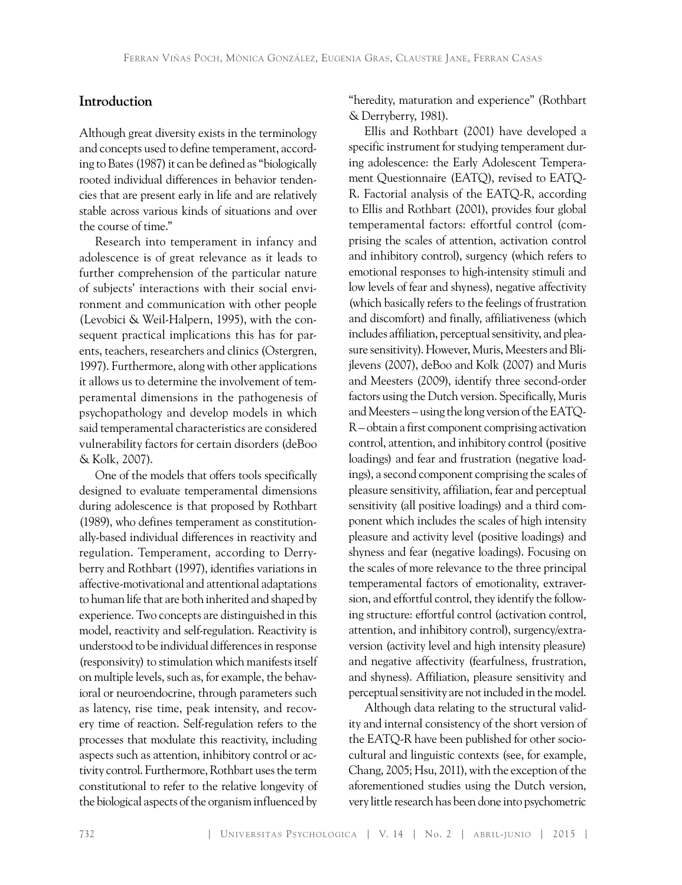## Introduction

Although great diversity exists in the terminology and concepts used to define temperament, according to Bates (1987) it can be defined as "biologically rooted individual differences in behavior tendencies that are present early in life and are relatively stable across various kinds of situations and over the course of time."

Research into temperament in infancy and adolescence is of great relevance as it leads to further comprehension of the particular nature of subjects' interactions with their social environment and communication with other people (Levobici & Weil-Halpern, 1995), with the consequent practical implications this has for parents, teachers, researchers and clinics (Ostergren, 1997). Furthermore, along with other applications it allows us to determine the involvement of temperamental dimensions in the pathogenesis of psychopathology and develop models in which said temperamental characteristics are considered vulnerability factors for certain disorders (deBoo & Kolk, 2007).

One of the models that offers tools specifically designed to evaluate temperamental dimensions during adolescence is that proposed by Rothbart (1989), who defines temperament as constitutionally-based individual differences in reactivity and regulation. Temperament, according to Derryberry and Rothbart (1997), identifies variations in affective-motivational and attentional adaptations to human life that are both inherited and shaped by experience. Two concepts are distinguished in this model, reactivity and self-regulation. Reactivity is understood to be individual differences in response (responsivity) to stimulation which manifests itself on multiple levels, such as, for example, the behavioral or neuroendocrine, through parameters such as latency, rise time, peak intensity, and recovery time of reaction. Self-regulation refers to the processes that modulate this reactivity, including aspects such as attention, inhibitory control or activity control. Furthermore, Rothbart uses the term constitutional to refer to the relative longevity of the biological aspects of the organism influenced by "heredity, maturation and experience" (Rothbart & Derryberry, 1981).

Ellis and Rothbart (2001) have developed a specific instrument for studying temperament during adolescence: the Early Adolescent Temperament Questionnaire (EATQ), revised to EATQ-R. Factorial analysis of the EATQ-R, according to Ellis and Rothbart (2001), provides four global temperamental factors: effortful control (comprising the scales of attention, activation control and inhibitory control), surgency (which refers to emotional responses to high-intensity stimuli and low levels of fear and shyness), negative affectivity (which basically refers to the feelings of frustration and discomfort) and finally, affiliativeness (which includes affiliation, perceptual sensitivity, and pleasure sensitivity). However, Muris, Meesters and Blijlevens (2007), deBoo and Kolk (2007) and Muris and Meesters (2009), identify three second-order factors using the Dutch version. Specifically, Muris and Meesters – using the long version of the EATQ-R – obtain a first component comprising activation control, attention, and inhibitory control (positive loadings) and fear and frustration (negative loadings), a second component comprising the scales of pleasure sensitivity, affiliation, fear and perceptual sensitivity (all positive loadings) and a third component which includes the scales of high intensity pleasure and activity level (positive loadings) and shyness and fear (negative loadings). Focusing on the scales of more relevance to the three principal temperamental factors of emotionality, extraversion, and effortful control, they identify the following structure: effortful control (activation control, attention, and inhibitory control), surgency/extraversion (activity level and high intensity pleasure) and negative affectivity (fearfulness, frustration, and shyness). Affiliation, pleasure sensitivity and perceptual sensitivity are not included in the model.

Although data relating to the structural validity and internal consistency of the short version of the EATQ-R have been published for other sociocultural and linguistic contexts (see, for example, Chang, 2005; Hsu, 2011), with the exception of the aforementioned studies using the Dutch version, very little research has been done into psychometric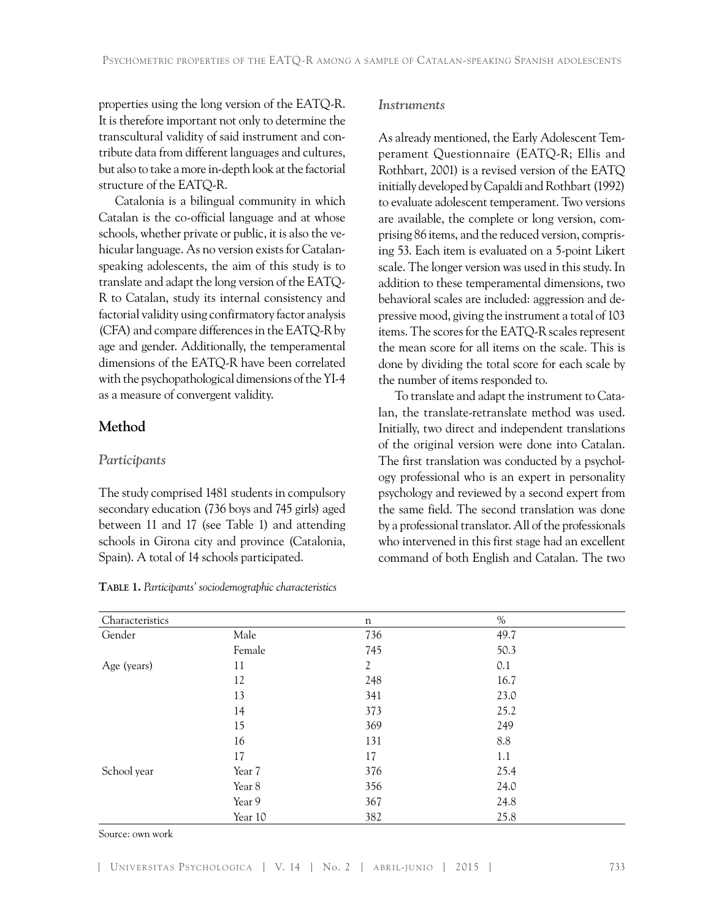properties using the long version of the EATQ-R. It is therefore important not only to determine the transcultural validity of said instrument and contribute data from different languages and cultures, but also to take a more in-depth look at the factorial structure of the EATQ-R.

Catalonia is a bilingual community in which Catalan is the co-official language and at whose schools, whether private or public, it is also the vehicular language. As no version exists for Catalan-speaking adolescents, the aim of this study is to translate and adapt the long version of the EATQ-R to Catalan, study its internal consistency and factorial validity using confirmatory factor analysis (CFA) and compare differences in the EATQ-R by age and gender. Additionally, the temperamental dimensions of the EATQ-R have been correlated with the psychopathological dimensions of the YI-4 as a measure of convergent validity.

## Method

### *Participants*

The study comprised 1481 students in compulsory secondary education (736 boys and 745 girls) aged between 11 and 17 (see Table 1) and attending schools in Girona city and province (Catalonia, Spain). A total of 14 schools participated.

**Table 1.** *Participants' sociodemographic characteristics*

| Characteristics | | n | % |
|---|---|---|---|
| Gender | Male | 736 | 49.7 |
| | Female | 745 | 50.3 |
| Age (years) | 11 | 2 | 0.1 |
| | 12 | 248 | 16.7 |
| | 13 | 341 | 23.0 |
| | 14 | 373 | 25.2 |
| | 15 | 369 | 249 |
| | 16 | 131 | 8.8 |
| | 17 | 17 | 1.1 |
| School year | Year 7 | 376 | 25.4 |
| | Year 8 | 356 | 24.0 |
| | Year 9 | 367 | 24.8 |
| | Year 10 | 382 | 25.8 |

Source: own work

### *Instruments*

As already mentioned, the Early Adolescent Temperament Questionnaire (EATQ-R; Ellis and Rothbart, 2001) is a revised version of the EATQ initially developed by Capaldi and Rothbart (1992) to evaluate adolescent temperament. Two versions are available, the complete or long version, comprising 86 items, and the reduced version, comprising 53. Each item is evaluated on a 5-point Likert scale. The longer version was used in this study. In addition to these temperamental dimensions, two behavioral scales are included: aggression and depressive mood, giving the instrument a total of 103 items. The scores for the EATQ-R scales represent the mean score for all items on the scale. This is done by dividing the total score for each scale by the number of items responded to.

To translate and adapt the instrument to Catalan, the translate-retranslate method was used. Initially, two direct and independent translations of the original version were done into Catalan. The first translation was conducted by a psychology professional who is an expert in personality psychology and reviewed by a second expert from the same field. The second translation was done by a professional translator. All of the professionals who intervened in this first stage had an excellent command of both English and Catalan. The two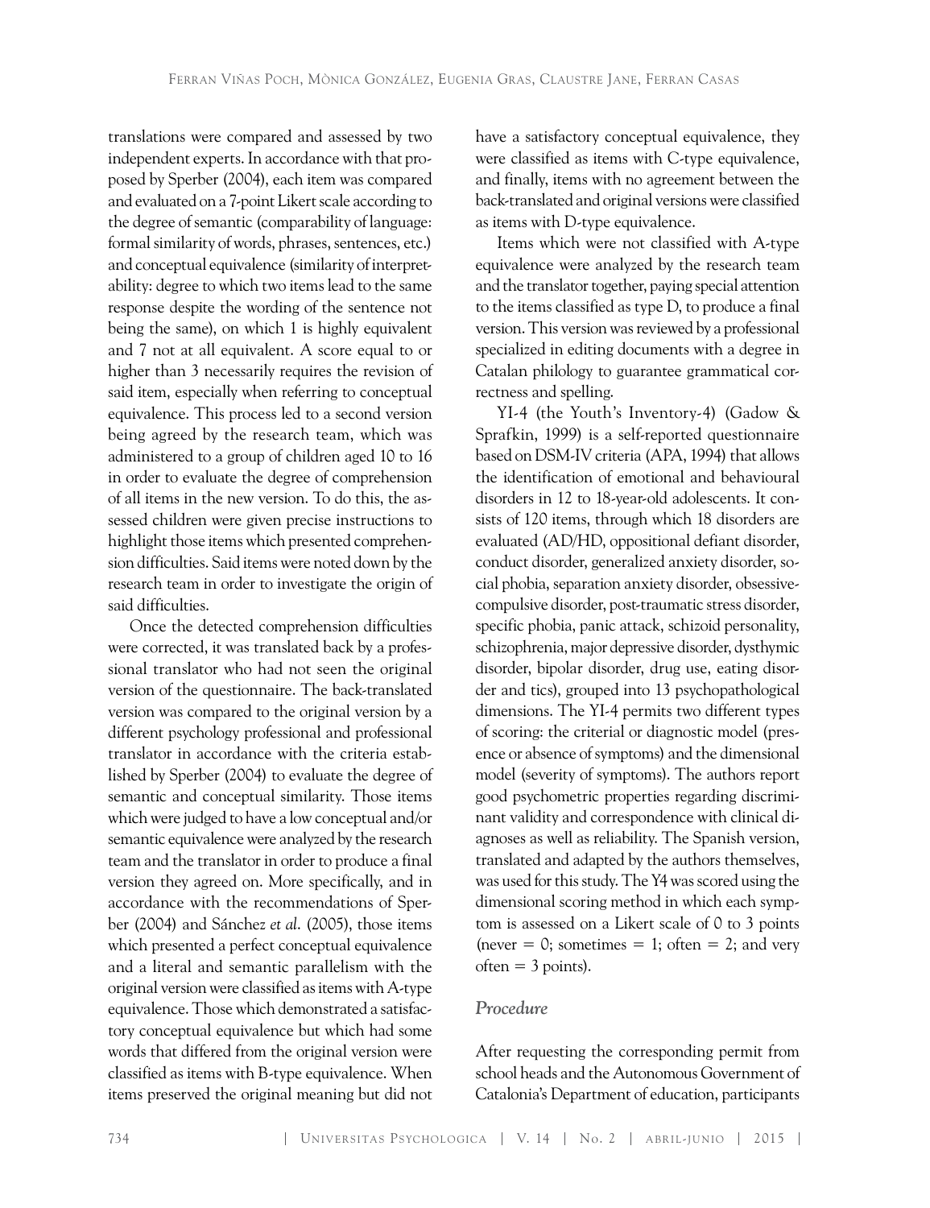translations were compared and assessed by two independent experts. In accordance with that proposed by Sperber (2004), each item was compared and evaluated on a 7-point Likert scale according to the degree of semantic (comparability of language: formal similarity of words, phrases, sentences, etc.) and conceptual equivalence (similarity of interpretability: degree to which two items lead to the same response despite the wording of the sentence not being the same), on which 1 is highly equivalent and 7 not at all equivalent. A score equal to or higher than 3 necessarily requires the revision of said item, especially when referring to conceptual equivalence. This process led to a second version being agreed by the research team, which was administered to a group of children aged 10 to 16 in order to evaluate the degree of comprehension of all items in the new version. To do this, the assessed children were given precise instructions to highlight those items which presented comprehension difficulties. Said items were noted down by the research team in order to investigate the origin of said difficulties.

Once the detected comprehension difficulties were corrected, it was translated back by a professional translator who had not seen the original version of the questionnaire. The back-translated version was compared to the original version by a different psychology professional and professional translator in accordance with the criteria established by Sperber (2004) to evaluate the degree of semantic and conceptual similarity. Those items which were judged to have a low conceptual and/or semantic equivalence were analyzed by the research team and the translator in order to produce a final version they agreed on. More specifically, and in accordance with the recommendations of Sperber (2004) and Sánchez *et al.* (2005), those items which presented a perfect conceptual equivalence and a literal and semantic parallelism with the original version were classified as items with A-type equivalence. Those which demonstrated a satisfactory conceptual equivalence but which had some words that differed from the original version were classified as items with B-type equivalence. When items preserved the original meaning but did not have a satisfactory conceptual equivalence, they were classified as items with C-type equivalence, and finally, items with no agreement between the back-translated and original versions were classified as items with D-type equivalence.

Items which were not classified with A-type equivalence were analyzed by the research team and the translator together, paying special attention to the items classified as type D, to produce a final version. This version was reviewed by a professional specialized in editing documents with a degree in Catalan philology to guarantee grammatical correctness and spelling.

YI-4 (the Youth's Inventory-4) (Gadow & Sprafkin, 1999) is a self-reported questionnaire based on DSM-IV criteria (APA, 1994) that allows the identification of emotional and behavioural disorders in 12 to 18-year-old adolescents. It consists of 120 items, through which 18 disorders are evaluated (AD/HD, oppositional defiant disorder, conduct disorder, generalized anxiety disorder, social phobia, separation anxiety disorder, obsessive-compulsive disorder, post-traumatic stress disorder, specific phobia, panic attack, schizoid personality, schizophrenia, major depressive disorder, dysthymic disorder, bipolar disorder, drug use, eating disorder and tics), grouped into 13 psychopathological dimensions. The YI-4 permits two different types of scoring: the criterial or diagnostic model (presence or absence of symptoms) and the dimensional model (severity of symptoms). The authors report good psychometric properties regarding discriminant validity and correspondence with clinical diagnoses as well as reliability. The Spanish version, translated and adapted by the authors themselves, was used for this study. The Y4 was scored using the dimensional scoring method in which each symptom is assessed on a Likert scale of 0 to 3 points (never = 0; sometimes = 1; often = 2; and very often = 3 points).

### *Procedure*

After requesting the corresponding permit from school heads and the Autonomous Government of Catalonia's Department of education, participants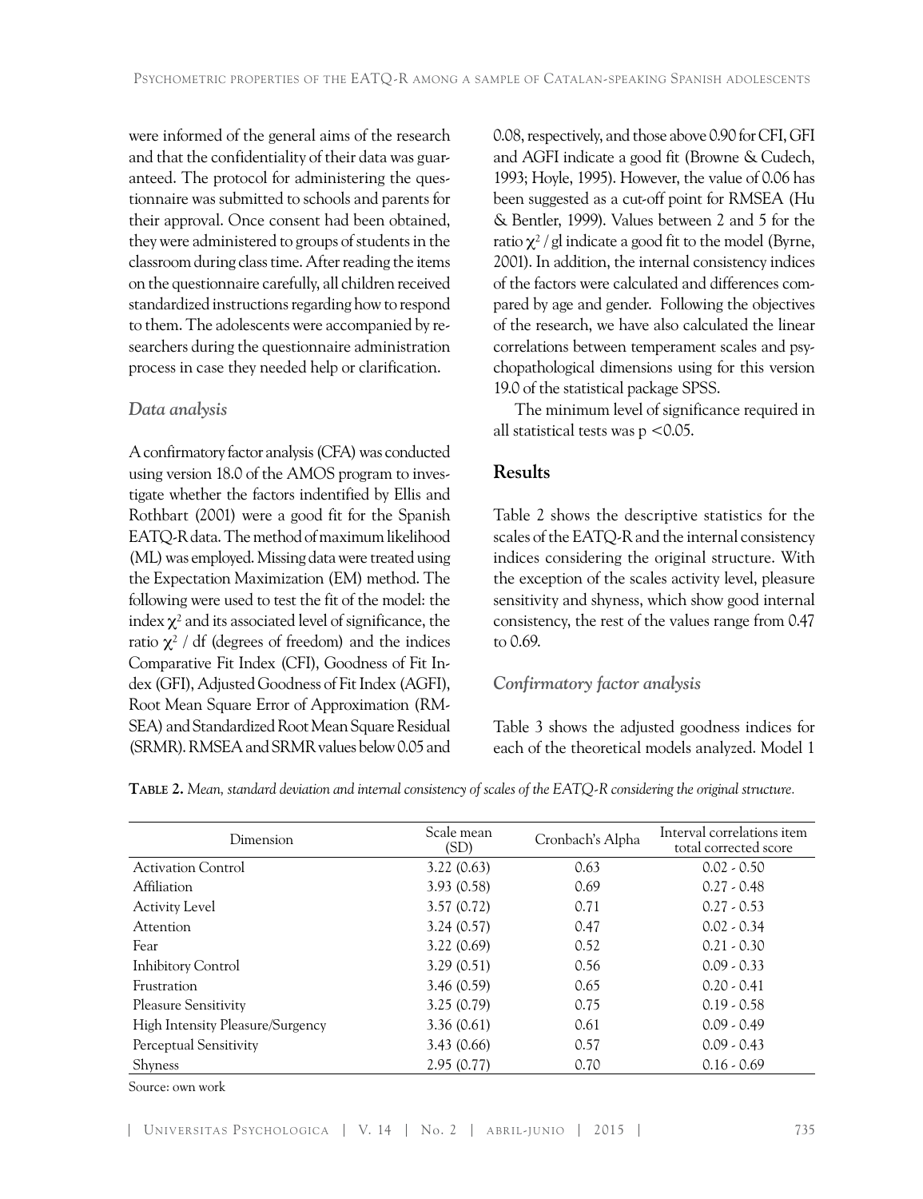were informed of the general aims of the research and that the confidentiality of their data was guaranteed. The protocol for administering the questionnaire was submitted to schools and parents for their approval. Once consent had been obtained, they were administered to groups of students in the classroom during class time. After reading the items on the questionnaire carefully, all children received standardized instructions regarding how to respond to them. The adolescents were accompanied by researchers during the questionnaire administration process in case they needed help or clarification.

### *Data analysis*

A confirmatory factor analysis (CFA) was conducted using version 18.0 of the AMOS program to investigate whether the factors indentified by Ellis and Rothbart (2001) were a good fit for the Spanish EATQ-R data. The method of maximum likelihood (ML) was employed. Missing data were treated using the Expectation Maximization (EM) method. The following were used to test the fit of the model: the index $\chi^2$ and its associated level of significance, the ratio $\chi^2$ / df (degrees of freedom) and the indices Comparative Fit Index (CFI), Goodness of Fit Index (GFI), Adjusted Goodness of Fit Index (AGFI), Root Mean Square Error of Approximation (RMSEA) and Standardized Root Mean Square Residual (SRMR). RMSEA and SRMR values below 0.05 and 0.08, respectively, and those above 0.90 for CFI, GFI and AGFI indicate a good fit (Browne & Cudech, 1993; Hoyle, 1995). However, the value of 0.06 has been suggested as a cut-off point for RMSEA (Hu & Bentler, 1999). Values between 2 and 5 for the ratio $\chi^2$ / gl indicate a good fit to the model (Byrne, 2001). In addition, the internal consistency indices of the factors were calculated and differences compared by age and gender. Following the objectives of the research, we have also calculated the linear correlations between temperament scales and psychopathological dimensions using for this version 19.0 of the statistical package SPSS.

The minimum level of significance required in all statistical tests was $p < 0.05$.

## Results

Table 2 shows the descriptive statistics for the scales of the EATQ-R and the internal consistency indices considering the original structure. With the exception of the scales activity level, pleasure sensitivity and shyness, which show good internal consistency, the rest of the values range from 0.47 to 0.69.

### *Confirmatory factor analysis*

Table 3 shows the adjusted goodness indices for each of the theoretical models analyzed. Model 1

**Table 2.** *Mean, standard deviation and internal consistency of scales of the EATQ-R considering the original structure.*

| Dimension | Scale mean (SD) | Cronbach's Alpha | Interval correlations item total corrected score |
|---|---|---|---|
| Activation Control | 3.22 (0.63) | 0.63 | 0.02 - 0.50 |
| Affiliation | 3.93 (0.58) | 0.69 | 0.27 - 0.48 |
| Activity Level | 3.57 (0.72) | 0.71 | 0.27 - 0.53 |
| Attention | 3.24 (0.57) | 0.47 | 0.02 - 0.34 |
| Fear | 3.22 (0.69) | 0.52 | 0.21 - 0.30 |
| Inhibitory Control | 3.29 (0.51) | 0.56 | 0.09 - 0.33 |
| Frustration | 3.46 (0.59) | 0.65 | 0.20 - 0.41 |
| Pleasure Sensitivity | 3.25 (0.79) | 0.75 | 0.19 - 0.58 |
| High Intensity Pleasure/Surgency | 3.36 (0.61) | 0.61 | 0.09 - 0.49 |
| Perceptual Sensitivity | 3.43 (0.66) | 0.57 | 0.09 - 0.43 |
| Shyness | 2.95 (0.77) | 0.70 | 0.16 - 0.69 |

Source: own work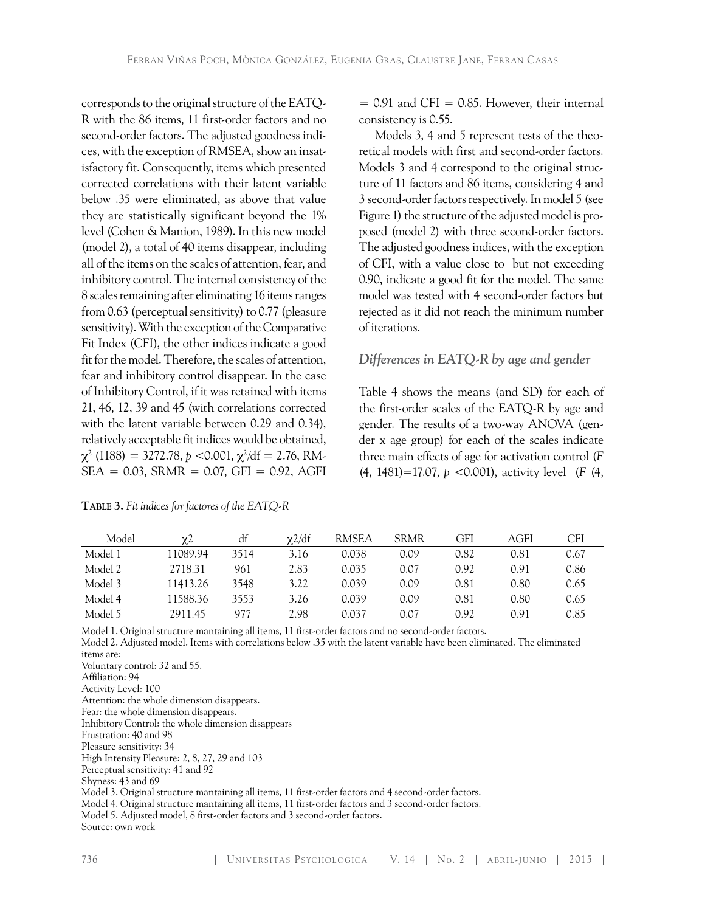corresponds to the original structure of the EATQ-R with the 86 items, 11 first-order factors and no second-order factors. The adjusted goodness indices, with the exception of RMSEA, show an insatisfactory fit. Consequently, items which presented corrected correlations with their latent variable below .35 were eliminated, as above that value they are statistically significant beyond the 1% level (Cohen & Manion, 1989). In this new model (model 2), a total of 40 items disappear, including all of the items on the scales of attention, fear, and inhibitory control. The internal consistency of the 8 scales remaining after eliminating 16 items ranges from 0.63 (perceptual sensitivity) to 0.77 (pleasure sensitivity). With the exception of the Comparative Fit Index (CFI), the other indices indicate a good fit for the model. Therefore, the scales of attention, fear and inhibitory control disappear. In the case of Inhibitory Control, if it was retained with items 21, 46, 12, 39 and 45 (with correlations corrected with the latent variable between 0.29 and 0.34), relatively acceptable fit indices would be obtained, $\chi^2$ (1188) = 3272.78, $p$ <0.001, $\chi^2$/df = 2.76, RMSEA = 0.03, SRMR = 0.07, GFI = 0.92, AGFI = 0.91 and CFI = 0.85. However, their internal consistency is 0.55.

Models 3, 4 and 5 represent tests of the theoretical models with first and second-order factors. Models 3 and 4 correspond to the original structure of 11 factors and 86 items, considering 4 and 3 second-order factors respectively. In model 5 (see Figure 1) the structure of the adjusted model is proposed (model 2) with three second-order factors. The adjusted goodness indices, with the exception of CFI, with a value close to but not exceeding 0.90, indicate a good fit for the model. The same model was tested with 4 second-order factors but rejected as it did not reach the minimum number of iterations.

### *Differences in EATQ-R by age and gender*

Table 4 shows the means (and SD) for each of the first-order scales of the EATQ-R by age and gender. The results of a two-way ANOVA (gender x age group) for each of the scales indicate three main effects of age for activation control ($F$ (4, 1481)=17.07, $p$ <0.001), activity level ($F$ (4,

**Table 3.** *Fit indices for factores of the EATQ-R*

| Model | $\chi 2$ | df | $\chi 2$/df | RMSEA | SRMR | GFI | AGFI | CFI |
|---|---|---|---|---|---|---|---|---|
| Model 1 | 11089.94 | 3514 | 3.16 | 0.038 | 0.09 | 0.82 | 0.81 | 0.67 |
| Model 2 | 2718.31 | 961 | 2.83 | 0.035 | 0.07 | 0.92 | 0.91 | 0.86 |
| Model 3 | 11413.26 | 3548 | 3.22 | 0.039 | 0.09 | 0.81 | 0.80 | 0.65 |
| Model 4 | 11588.36 | 3553 | 3.26 | 0.039 | 0.09 | 0.81 | 0.80 | 0.65 |
| Model 5 | 2911.45 | 977 | 2.98 | 0.037 | 0.07 | 0.92 | 0.91 | 0.85 |

Model 1. Original structure mantaining all items, 11 first-order factors and no second-order factors.
Model 2. Adjusted model. Items with correlations below .35 with the latent variable have been eliminated. The eliminated items are:
Voluntary control: 32 and 55.
Affiliation: 94
Activity Level: 100
Attention: the whole dimension disappears.
Fear: the whole dimension disappears.
Inhibitory Control: the whole dimension disappears
Frustration: 40 and 98
Pleasure sensitivity: 34
High Intensity Pleasure: 2, 8, 27, 29 and 103
Perceptual sensitivity: 41 and 92
Shyness: 43 and 69
Model 3. Original structure mantaining all items, 11 first-order factors and 4 second-order factors.
Model 4. Original structure mantaining all items, 11 first-order factors and 3 second-order factors.
Model 5. Adjusted model, 8 first-order factors and 3 second-order factors.
Source: own work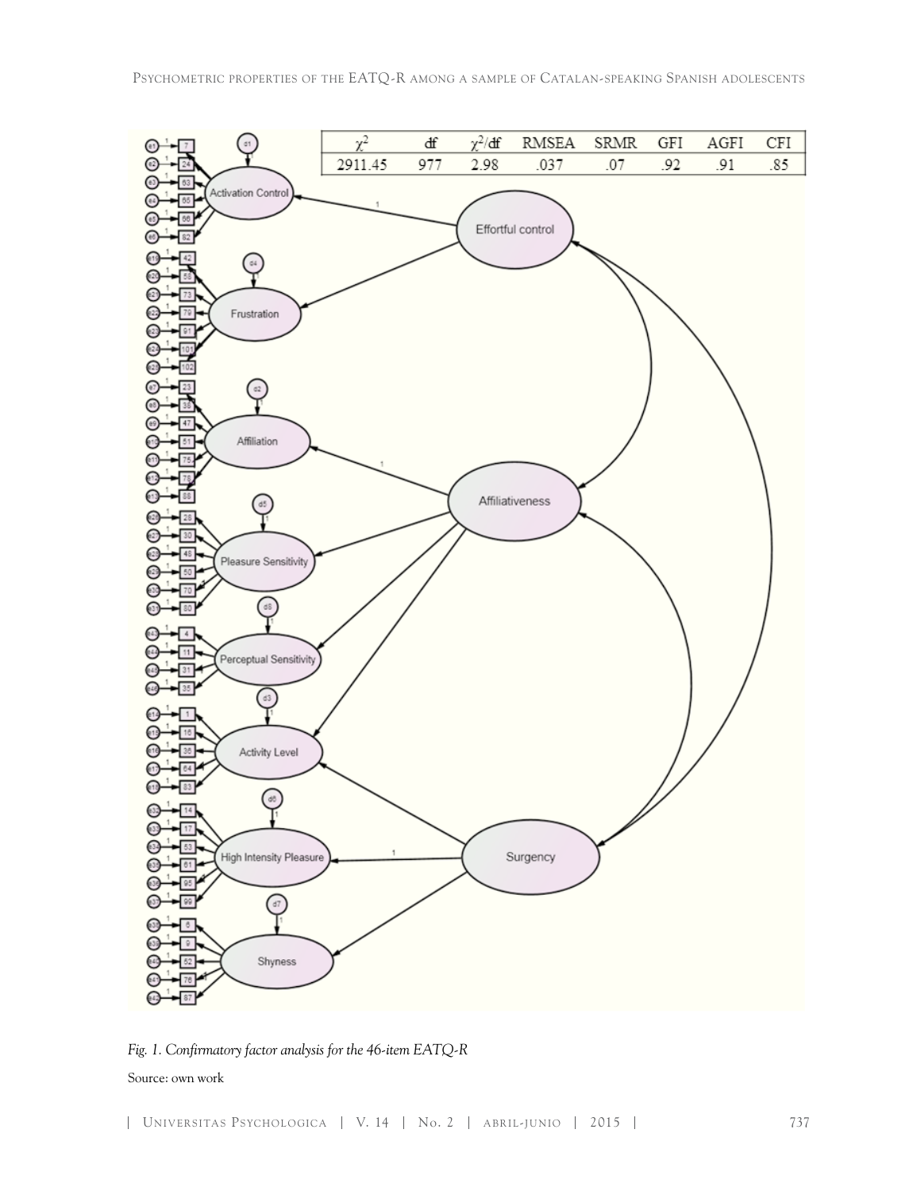| $\chi^2$ | df | $\chi^2$/df | RMSEA | SRMR | GFI | AGFI | CFI |
| --- | --- | --- | --- | --- | --- | --- | --- |
| 2911.45 | 977 | 2.98 | .037 | .07 | .92 | .91 | .85 |

*Fig. 1. Confirmatory factor analysis for the 46-item EATQ-R*

Source: own work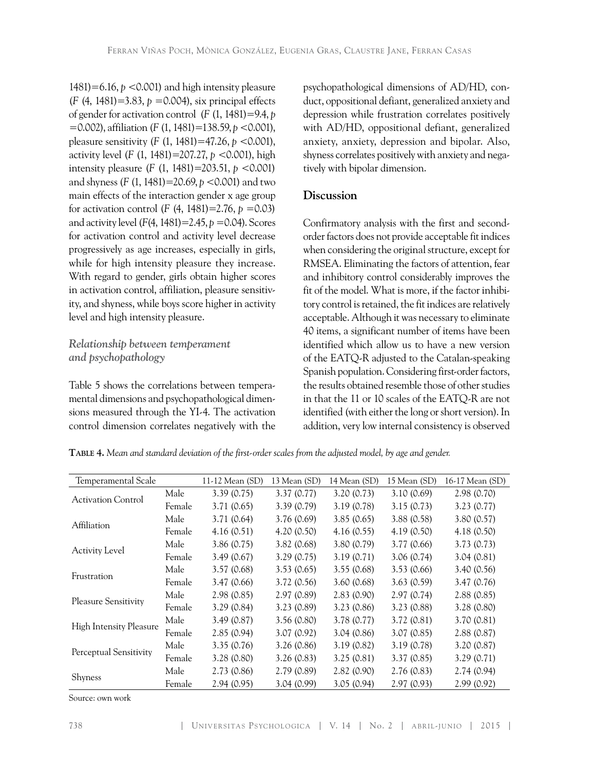1481)=6.16, $p$ <0.001) and high intensity pleasure ($F$ (4, 1481)=3.83, $p$ =0.004), six principal effects of gender for activation control ($F$ (1, 1481)=9.4, $p$ =0.002), affiliation ($F$ (1, 1481)=138.59, $p$ <0.001), pleasure sensitivity ($F$ (1, 1481)=47.26, $p$ <0.001), activity level ($F$ (1, 1481)=207.27, $p$ <0.001), high intensity pleasure ($F$ (1, 1481)=203.51, $p$ <0.001) and shyness ($F$ (1, 1481)=20.69, $p$ <0.001) and two main effects of the interaction gender x age group for activation control ($F$ (4, 1481)=2.76, $p$ =0.03) and activity level ($F$(4, 1481)=2.45, $p$ =0.04). Scores for activation control and activity level decrease progressively as age increases, especially in girls, while for high intensity pleasure they increase. With regard to gender, girls obtain higher scores in activation control, affiliation, pleasure sensitivity, and shyness, while boys score higher in activity level and high intensity pleasure.

### *Relationship between temperament and psychopathology*

Table 5 shows the correlations between temperamental dimensions and psychopathological dimensions measured through the YI-4. The activation control dimension correlates negatively with the psychopathological dimensions of AD/HD, conduct, oppositional defiant, generalized anxiety and depression while frustration correlates positively with AD/HD, oppositional defiant, generalized anxiety, anxiety, depression and bipolar. Also, shyness correlates positively with anxiety and negatively with bipolar dimension.

## Discussion

Confirmatory analysis with the first and second-order factors does not provide acceptable fit indices when considering the original structure, except for RMSEA. Eliminating the factors of attention, fear and inhibitory control considerably improves the fit of the model. What is more, if the factor inhibitory control is retained, the fit indices are relatively acceptable. Although it was necessary to eliminate 40 items, a significant number of items have been identified which allow us to have a new version of the EATQ-R adjusted to the Catalan-speaking Spanish population. Considering first-order factors, the results obtained resemble those of other studies in that the 11 or 10 scales of the EATQ-R are not identified (with either the long or short version). In addition, very low internal consistency is observed

**Table 4.** *Mean and standard deviation of the first-order scales from the adjusted model, by age and gender.*

| Temperamental Scale | | 11-12 Mean (SD) | 13 Mean (SD) | 14 Mean (SD) | 15 Mean (SD) | 16-17 Mean (SD) |
|---|---|---|---|---|---|---|
| Activation Control | Male | 3.39 (0.75) | 3.37 (0.77) | 3.20 (0.73) | 3.10 (0.69) | 2.98 (0.70) |
| | Female | 3.71 (0.65) | 3.39 (0.79) | 3.19 (0.78) | 3.15 (0.73) | 3.23 (0.77) |
| Affiliation | Male | 3.71 (0.64) | 3.76 (0.69) | 3.85 (0.65) | 3.88 (0.58) | 3.80 (0.57) |
| | Female | 4.16 (0.51) | 4.20 (0.50) | 4.16 (0.55) | 4.19 (0.50) | 4.18 (0.50) |
| Activity Level | Male | 3.86 (0.75) | 3.82 (0.68) | 3.80 (0.79) | 3.77 (0.66) | 3.73 (0.73) |
| | Female | 3.49 (0.67) | 3.29 (0.75) | 3.19 (0.71) | 3.06 (0.74) | 3.04 (0.81) |
| Frustration | Male | 3.57 (0.68) | 3.53 (0.65) | 3.55 (0.68) | 3.53 (0.66) | 3.40 (0.56) |
| | Female | 3.47 (0.66) | 3.72 (0.56) | 3.60 (0.68) | 3.63 (0.59) | 3.47 (0.76) |
| Pleasure Sensitivity | Male | 2.98 (0.85) | 2.97 (0.89) | 2.83 (0.90) | 2.97 (0.74) | 2.88 (0.85) |
| | Female | 3.29 (0.84) | 3.23 (0.89) | 3.23 (0.86) | 3.23 (0.88) | 3.28 (0.80) |
| High Intensity Pleasure | Male | 3.49 (0.87) | 3.56 (0.80) | 3.78 (0.77) | 3.72 (0.81) | 3.70 (0.81) |
| | Female | 2.85 (0.94) | 3.07 (0.92) | 3.04 (0.86) | 3.07 (0.85) | 2.88 (0.87) |
| Perceptual Sensitivity | Male | 3.35 (0.76) | 3.26 (0.86) | 3.19 (0.82) | 3.19 (0.78) | 3.20 (0.87) |
| | Female | 3.28 (0.80) | 3.26 (0.83) | 3.25 (0.81) | 3.37 (0.85) | 3.29 (0.71) |
| Shyness | Male | 2.73 (0.86) | 2.79 (0.89) | 2.82 (0.90) | 2.76 (0.83) | 2.74 (0.94) |
| | Female | 2.94 (0.95) | 3.04 (0.99) | 3.05 (0.94) | 2.97 (0.93) | 2.99 (0.92) |

Source: own work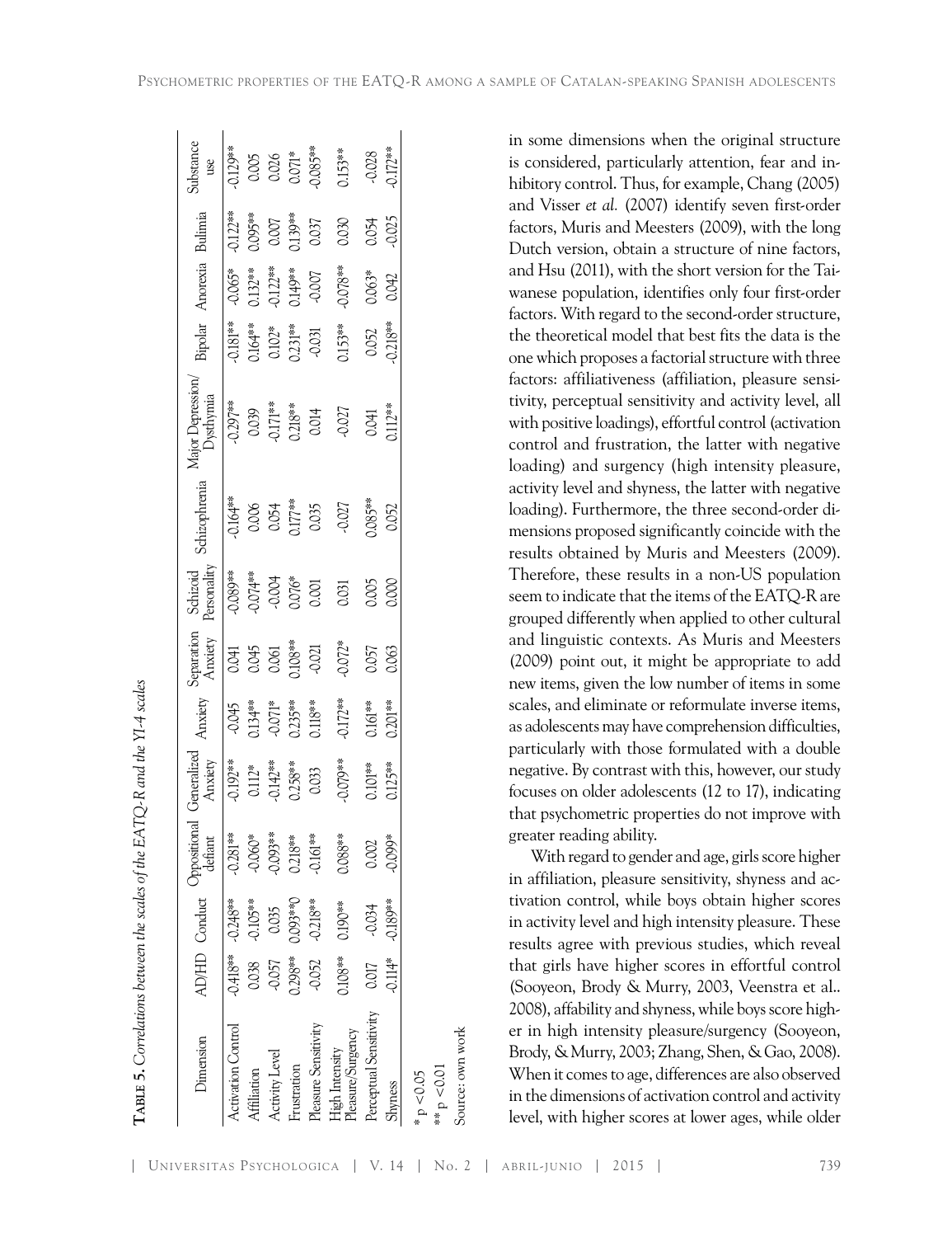**Table 5.** *Correlations between the scales of the EATQ-R and the YI-4 scales*

| Dimension | AD/HD | Conduct | Oppositional defiant | Generalized Anxiety | Anxiety | Separation Anxiety | Schizoid Personality | Schizophrenia | Major Depression/ Dysthymia | Bipolar | Anorexia | Bulimia | Substance use |
|---|---|---|---|---|---|---|---|---|---|---|---|---|---|
| Activation Control | -0.418** | -0.248** | -0.281** | -0.192** | -0.045 | 0.041 | -0.089** | -0.164** | -0.297** | -0.181** | -0.065* | -0.122** | -0.129** |
| Affiliation | 0.038 | -0.105** | -0.060* | 0.112* | 0.134** | 0.045 | -0.074** | 0.006 | 0.039 | 0.164** | 0.132** | 0.095** | 0.005 |
| Activity Level | -0.057 | 0.035 | -0.093** | -0.142** | -0.071* | 0.061 | -0.004 | 0.054 | -0.171** | 0.102* | -0.122** | 0.007 | 0.026 |
| Frustration | 0.298** | 0.093**0 | 0.218** | 0.258** | 0.235** | 0.108** | 0.076* | 0.177** | 0.218** | 0.231** | 0.149** | 0.139** | 0.071* |
| Pleasure Sensitivity | -0.052 | -0.218** | -0.161** | 0.033 | 0.118** | -0.021 | 0.001 | 0.035 | 0.014 | -0.031 | -0.007 | 0.037 | -0.085** |
| High Intensity Pleasure/Surgency | 0.108** | 0.190** | 0.088** | -0.079** | -0.172** | -0.072* | 0.031 | -0.027 | -0.027 | 0.153** | -0.078** | 0.030 | 0.153** |
| Perceptual Sensitivity | 0.017 | -0.034 | 0.002 | 0.101** | 0.161** | 0.057 | 0.005 | 0.085** | 0.041 | 0.052 | 0.063* | 0.054 | -0.028 |
| Shyness | -0.114* | -0.189** | -0.099* | 0.125** | 0.201** | 0.063 | 0.000 | 0.052 | 0.112** | -0.218** | 0.042 | -0.025 | -0.172** |

\* p <0.05

\*\* p <0.01

Source: own work

in some dimensions when the original structure is considered, particularly attention, fear and inhibitory control. Thus, for example, Chang (2005) and Visser *et al.* (2007) identify seven first-order factors, Muris and Meesters (2009), with the long Dutch version, obtain a structure of nine factors, and Hsu (2011), with the short version for the Taiwanese population, identifies only four first-order factors. With regard to the second-order structure, the theoretical model that best fits the data is the one which proposes a factorial structure with three factors: affiliativeness (affiliation, pleasure sensitivity, perceptual sensitivity and activity level, all with positive loadings), effortful control (activation control and frustration, the latter with negative loading) and surgency (high intensity pleasure, activity level and shyness, the latter with negative loading). Furthermore, the three second-order dimensions proposed significantly coincide with the results obtained by Muris and Meesters (2009). Therefore, these results in a non-US population seem to indicate that the items of the EATQ-R are grouped differently when applied to other cultural and linguistic contexts. As Muris and Meesters (2009) point out, it might be appropriate to add new items, given the low number of items in some scales, and eliminate or reformulate inverse items, as adolescents may have comprehension difficulties, particularly with those formulated with a double negative. By contrast with this, however, our study focuses on older adolescents (12 to 17), indicating that psychometric properties do not improve with greater reading ability.

With regard to gender and age, girls score higher in affiliation, pleasure sensitivity, shyness and activation control, while boys obtain higher scores in activity level and high intensity pleasure. These results agree with previous studies, which reveal that girls have higher scores in effortful control (Sooyeon, Brody & Murry, 2003, Veenstra et al.. 2008), affability and shyness, while boys score higher in high intensity pleasure/surgency (Sooyeon, Brody, & Murry, 2003; Zhang, Shen, & Gao, 2008). When it comes to age, differences are also observed in the dimensions of activation control and activity level, with higher scores at lower ages, while older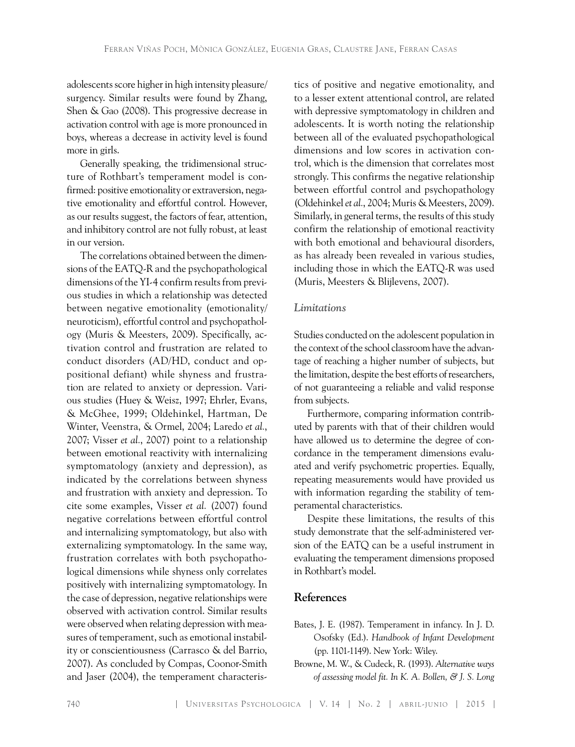adolescents score higher in high intensity pleasure/surgency. Similar results were found by Zhang, Shen & Gao (2008). This progressive decrease in activation control with age is more pronounced in boys, whereas a decrease in activity level is found more in girls.

Generally speaking, the tridimensional structure of Rothbart's temperament model is confirmed: positive emotionality or extraversion, negative emotionality and effortful control. However, as our results suggest, the factors of fear, attention, and inhibitory control are not fully robust, at least in our version.

The correlations obtained between the dimensions of the EATQ-R and the psychopathological dimensions of the YI-4 confirm results from previous studies in which a relationship was detected between negative emotionality (emotionality/neuroticism), effortful control and psychopathology (Muris & Meesters, 2009). Specifically, activation control and frustration are related to conduct disorders (AD/HD, conduct and oppositional defiant) while shyness and frustration are related to anxiety or depression. Various studies (Huey & Weisz, 1997; Ehrler, Evans, & McGhee, 1999; Oldehinkel, Hartman, De Winter, Veenstra, & Ormel, 2004; Laredo *et al.*, 2007; Visser *et al.*, 2007) point to a relationship between emotional reactivity with internalizing symptomatology (anxiety and depression), as indicated by the correlations between shyness and frustration with anxiety and depression. To cite some examples, Visser *et al.* (2007) found negative correlations between effortful control and internalizing symptomatology, but also with externalizing symptomatology. In the same way, frustration correlates with both psychopathological dimensions while shyness only correlates positively with internalizing symptomatology. In the case of depression, negative relationships were observed with activation control. Similar results were observed when relating depression with measures of temperament, such as emotional instability or conscientiousness (Carrasco & del Barrio, 2007). As concluded by Compas, Coonor-Smith and Jaser (2004), the temperament characteristics of positive and negative emotionality, and to a lesser extent attentional control, are related with depressive symptomatology in children and adolescents. It is worth noting the relationship between all of the evaluated psychopathological dimensions and low scores in activation control, which is the dimension that correlates most strongly. This confirms the negative relationship between effortful control and psychopathology (Oldehinkel *et al.*, 2004; Muris & Meesters, 2009). Similarly, in general terms, the results of this study confirm the relationship of emotional reactivity with both emotional and behavioural disorders, as has already been revealed in various studies, including those in which the EATQ-R was used (Muris, Meesters & Blijlevens, 2007).

### *Limitations*

Studies conducted on the adolescent population in the context of the school classroom have the advantage of reaching a higher number of subjects, but the limitation, despite the best efforts of researchers, of not guaranteeing a reliable and valid response from subjects.

Furthermore, comparing information contributed by parents with that of their children would have allowed us to determine the degree of concordance in the temperament dimensions evaluated and verify psychometric properties. Equally, repeating measurements would have provided us with information regarding the stability of temperamental characteristics.

Despite these limitations, the results of this study demonstrate that the self-administered version of the EATQ can be a useful instrument in evaluating the temperament dimensions proposed in Rothbart's model.

## References

Bates, J. E. (1987). Temperament in infancy. In J. D. Osofsky (Ed.). *Handbook of Infant Development* (pp. 1101-1149). New York: Wiley.

Browne, M. W., & Cudeck, R. (1993). *Alternative ways of assessing model fit. In K. A. Bollen, & J. S. Long*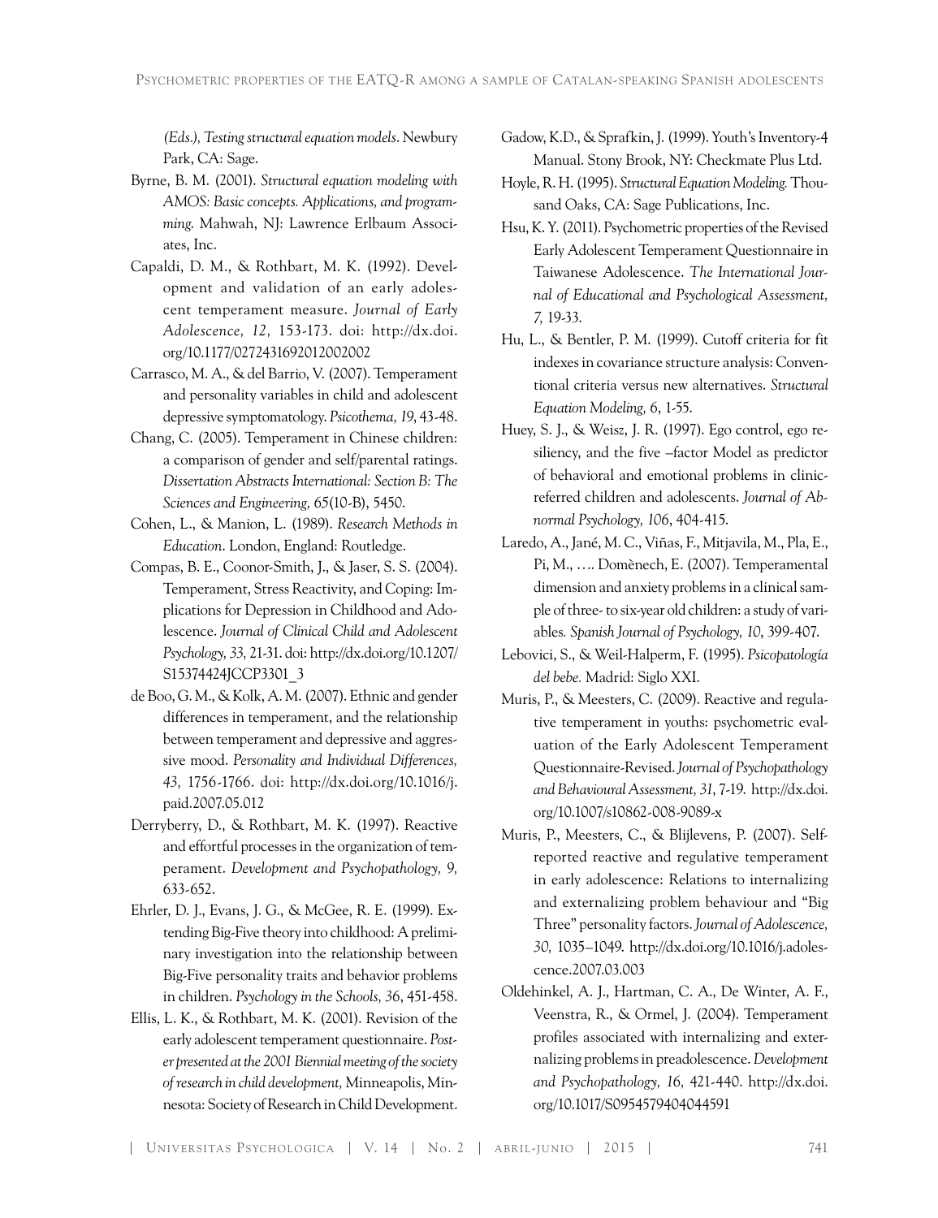*(Eds.), Testing structural equation models*. Newbury Park, CA: Sage.

Byrne, B. M. (2001). *Structural equation modeling with AMOS: Basic concepts. Applications, and programming.* Mahwah, NJ: Lawrence Erlbaum Associates, Inc.

Capaldi, D. M., & Rothbart, M. K. (1992). Development and validation of an early adolescent temperament measure. *Journal of Early Adolescence, 12,* 153-173. doi: http://dx.doi.org/10.1177/0272431692012002002

Carrasco, M. A., & del Barrio, V. (2007). Temperament and personality variables in child and adolescent depressive symptomatology. *Psicothema, 19*, 43-48.

Chang, C. (2005). Temperament in Chinese children: a comparison of gender and self/parental ratings. *Dissertation Abstracts International: Section B: The Sciences and Engineering, 65*(10-B), 5450.

Cohen, L., & Manion, L. (1989). *Research Methods in Education*. London, England: Routledge.

Compas, B. E., Coonor-Smith, J., & Jaser, S. S. (2004). Temperament, Stress Reactivity, and Coping: Implications for Depression in Childhood and Adolescence. *Journal of Clinical Child and Adolescent Psychology, 33,* 21-31. doi: http://dx.doi.org/10.1207/S15374424JCCP3301_3

de Boo, G. M., & Kolk, A. M. (2007). Ethnic and gender differences in temperament, and the relationship between temperament and depressive and aggressive mood. *Personality and Individual Differences, 43,* 1756-1766. doi: http://dx.doi.org/10.1016/j.paid.2007.05.012

Derryberry, D., & Rothbart, M. K. (1997). Reactive and effortful processes in the organization of temperament. *Development and Psychopathology, 9,* 633-652.

Ehrler, D. J., Evans, J. G., & McGee, R. E. (1999). Extending Big-Five theory into childhood: A preliminary investigation into the relationship between Big-Five personality traits and behavior problems in children. *Psychology in the Schools, 36*, 451-458.

Ellis, L. K., & Rothbart, M. K. (2001). Revision of the early adolescent temperament questionnaire. *Poster presented at the 2001 Biennial meeting of the society of research in child development,* Minneapolis, Minnesota: Society of Research in Child Development.

Gadow, K.D., & Sprafkin, J. (1999). Youth's Inventory-4 Manual. Stony Brook, NY: Checkmate Plus Ltd.

Hoyle, R. H. (1995). *Structural Equation Modeling.* Thousand Oaks, CA: Sage Publications, Inc.

Hsu, K. Y. (2011). Psychometric properties of the Revised Early Adolescent Temperament Questionnaire in Taiwanese Adolescence. *The International Journal of Educational and Psychological Assessment, 7,* 19-33.

Hu, L., & Bentler, P. M. (1999). Cutoff criteria for fit indexes in covariance structure analysis: Conventional criteria versus new alternatives. *Structural Equation Modeling, 6*, 1-55.

Huey, S. J., & Weisz, J. R. (1997). Ego control, ego resiliency, and the five –factor Model as predictor of behavioral and emotional problems in clinic-referred children and adolescents. *Journal of Abnormal Psychology, 106*, 404-415.

Laredo, A., Jané, M. C., Viñas, F., Mitjavila, M., Pla, E., Pi, M., …. Domènech, E. (2007). Temperamental dimension and anxiety problems in a clinical sample of three- to six-year old children: a study of variables. *Spanish Journal of Psychology, 10*, 399-407.

Lebovici, S., & Weil-Halperm, F. (1995). *Psicopatología del bebe.* Madrid: Siglo XXI.

Muris, P., & Meesters, C. (2009). Reactive and regulative temperament in youths: psychometric evaluation of the Early Adolescent Temperament Questionnaire-Revised. *Journal of Psychopathology and Behavioural Assessment, 31*, 7-19. http://dx.doi.org/10.1007/s10862-008-9089-x

Muris, P., Meesters, C., & Blijlevens, P. (2007). Self-reported reactive and regulative temperament in early adolescence: Relations to internalizing and externalizing problem behaviour and "Big Three" personality factors. *Journal of Adolescence, 30,* 1035–1049. http://dx.doi.org/10.1016/j.adolescence.2007.03.003

Oldehinkel, A. J., Hartman, C. A., De Winter, A. F., Veenstra, R., & Ormel, J. (2004). Temperament profiles associated with internalizing and externalizing problems in preadolescence. *Development and Psychopathology, 16,* 421-440. http://dx.doi.org/10.1017/S0954579404044591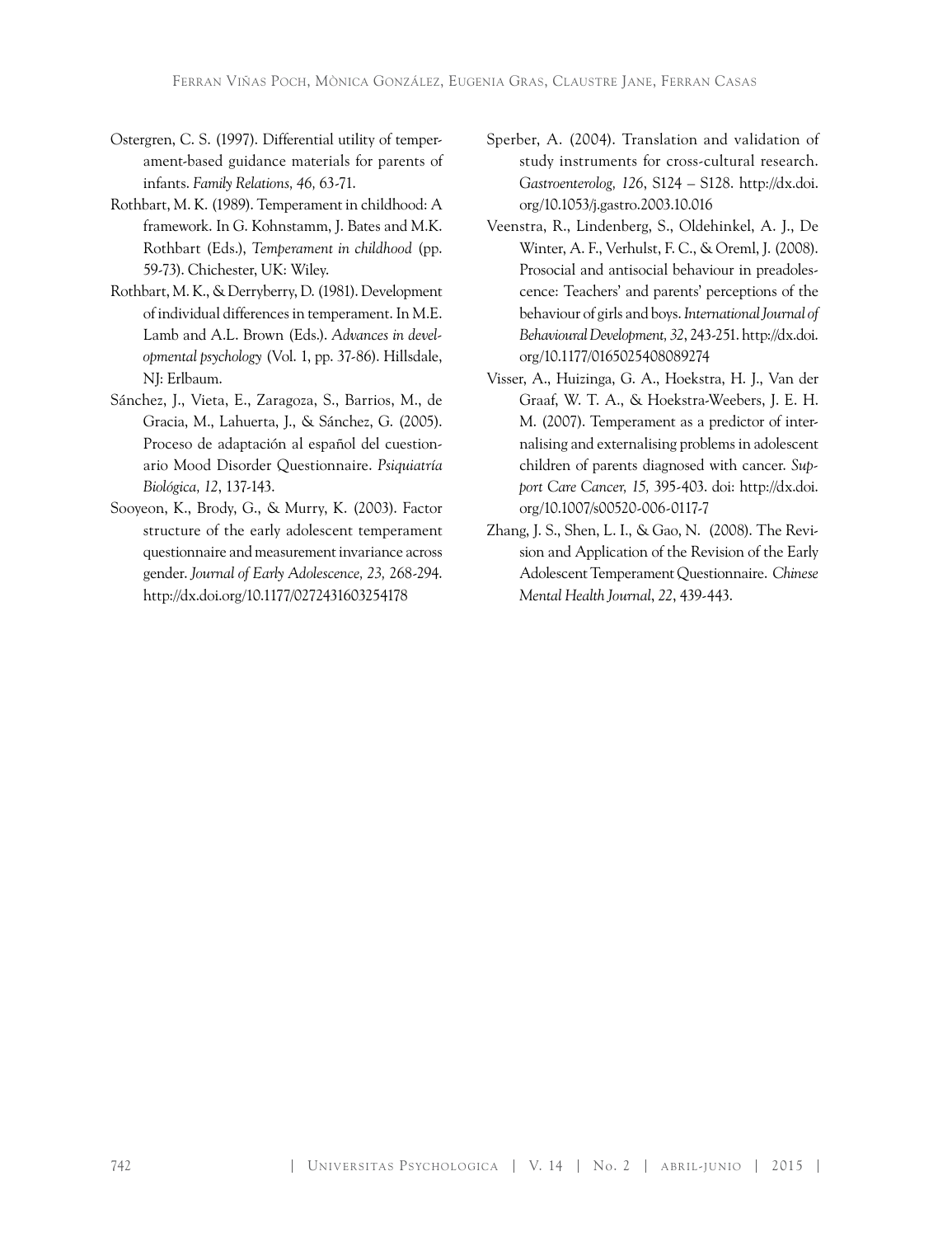Ostergren, C. S. (1997). Differential utility of temperament-based guidance materials for parents of infants. *Family Relations, 46,* 63-71.

Rothbart, M. K. (1989). Temperament in childhood: A framework. In G. Kohnstamm, J. Bates and M.K. Rothbart (Eds.), *Temperament in childhood* (pp. 59-73). Chichester, UK: Wiley.

Rothbart, M. K., & Derryberry, D. (1981). Development of individual differences in temperament. In M.E. Lamb and A.L. Brown (Eds.). *Advances in developmental psychology* (Vol. 1, pp. 37-86). Hillsdale, NJ: Erlbaum.

Sánchez, J., Vieta, E., Zaragoza, S., Barrios, M., de Gracia, M., Lahuerta, J., & Sánchez, G. (2005). Proceso de adaptación al español del cuestionario Mood Disorder Questionnaire. *Psiquiatría Biológica, 12*, 137-143.

Sooyeon, K., Brody, G., & Murry, K. (2003). Factor structure of the early adolescent temperament questionnaire and measurement invariance across gender. *Journal of Early Adolescence, 23,* 268-294. http://dx.doi.org/10.1177/0272431603254178

Sperber, A. (2004). Translation and validation of study instruments for cross-cultural research. *Gastroenterolog, 126*, S124 – S128. http://dx.doi.org/10.1053/j.gastro.2003.10.016

Veenstra, R., Lindenberg, S., Oldehinkel, A. J., De Winter, A. F., Verhulst, F. C., & Oreml, J. (2008). Prosocial and antisocial behaviour in preadolescence: Teachers' and parents' perceptions of the behaviour of girls and boys. *International Journal of Behavioural Development, 32*, 243-251. http://dx.doi.org/10.1177/0165025408089274

Visser, A., Huizinga, G. A., Hoekstra, H. J., Van der Graaf, W. T. A., & Hoekstra-Weebers, J. E. H. M. (2007). Temperament as a predictor of internalising and externalising problems in adolescent children of parents diagnosed with cancer. *Support Care Cancer, 15,* 395-403. doi: http://dx.doi.org/10.1007/s00520-006-0117-7

Zhang, J. S., Shen, L. I., & Gao, N. (2008). The Revision and Application of the Revision of the Early Adolescent Temperament Questionnaire. *Chinese Mental Health Journal*, *22*, 439-443.